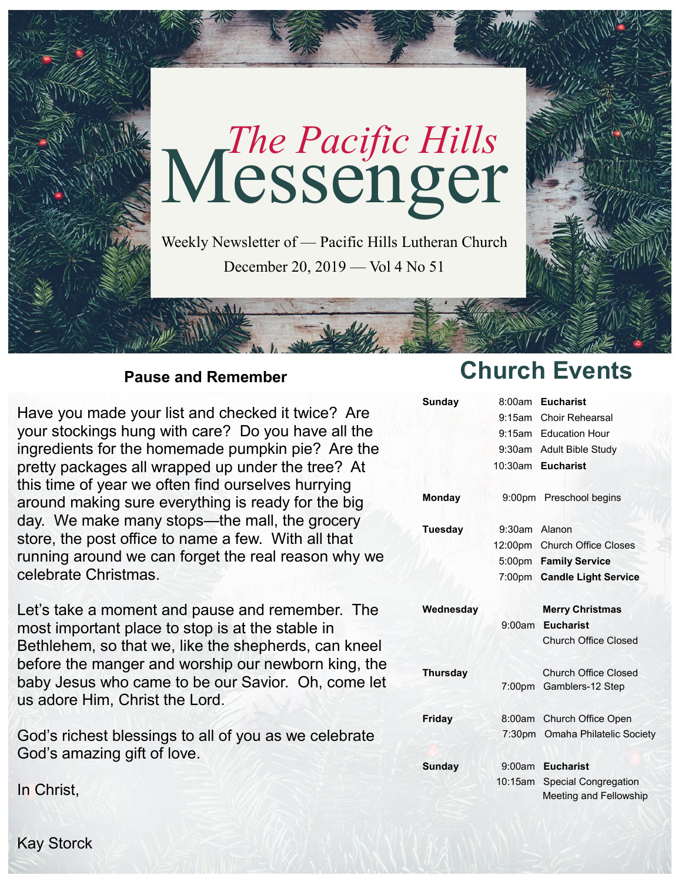# *The Pacific Hills* Messenger

Weekly Newsletter of — Pacific Hills Lutheran Church

December 20, 2019 — Vol 4 No 51

## Pause and Remember

Have you made your list and checked it twice? Are your stockings hung with care? Do you have all the ingredients for the homemade pumpkin pie? Are the pretty packages all wrapped up under the tree? At this time of year we often find ourselves hurrying around making sure everything is ready for the big day. We make many stops—the mall, the grocery store, the post office to name a few. With all that running around we can forget the real reason why we celebrate Christmas.

Let's take a moment and pause and remember. The most important place to stop is at the stable in Bethlehem, so that we, like the shepherds, can kneel before the manger and worship our newborn king, the baby Jesus who came to be our Savior. Oh, come let us adore Him, Christ the Lord.

God's richest blessings to all of you as we celebrate God's amazing gift of love.

In Christ,

Kay Storck

## Church Events

| | | |
|---|---|---|
| **Sunday** | 8:00am | **Eucharist** |
| | 9:15am | Choir Rehearsal |
| | 9:15am | Education Hour |
| | 9:30am | Adult Bible Study |
| | 10:30am | **Eucharist** |
| **Monday** | 9:00pm | Preschool begins |
| **Tuesday** | 9:30am | Alanon |
| | 12:00pm | Church Office Closes |
| | 5:00pm | **Family Service** |
| | 7:00pm | **Candle Light Service** |
| **Wednesday** | | **Merry Christmas** |
| | 9:00am | **Eucharist** |
| | | Church Office Closed |
| **Thursday** | | Church Office Closed |
| | 7:00pm | Gamblers-12 Step |
| **Friday** | 8:00am | Church Office Open |
| | 7:30pm | Omaha Philatelic Society |
| **Sunday** | 9:00am | **Eucharist** |
| | 10:15am | Special Congregation Meeting and Fellowship |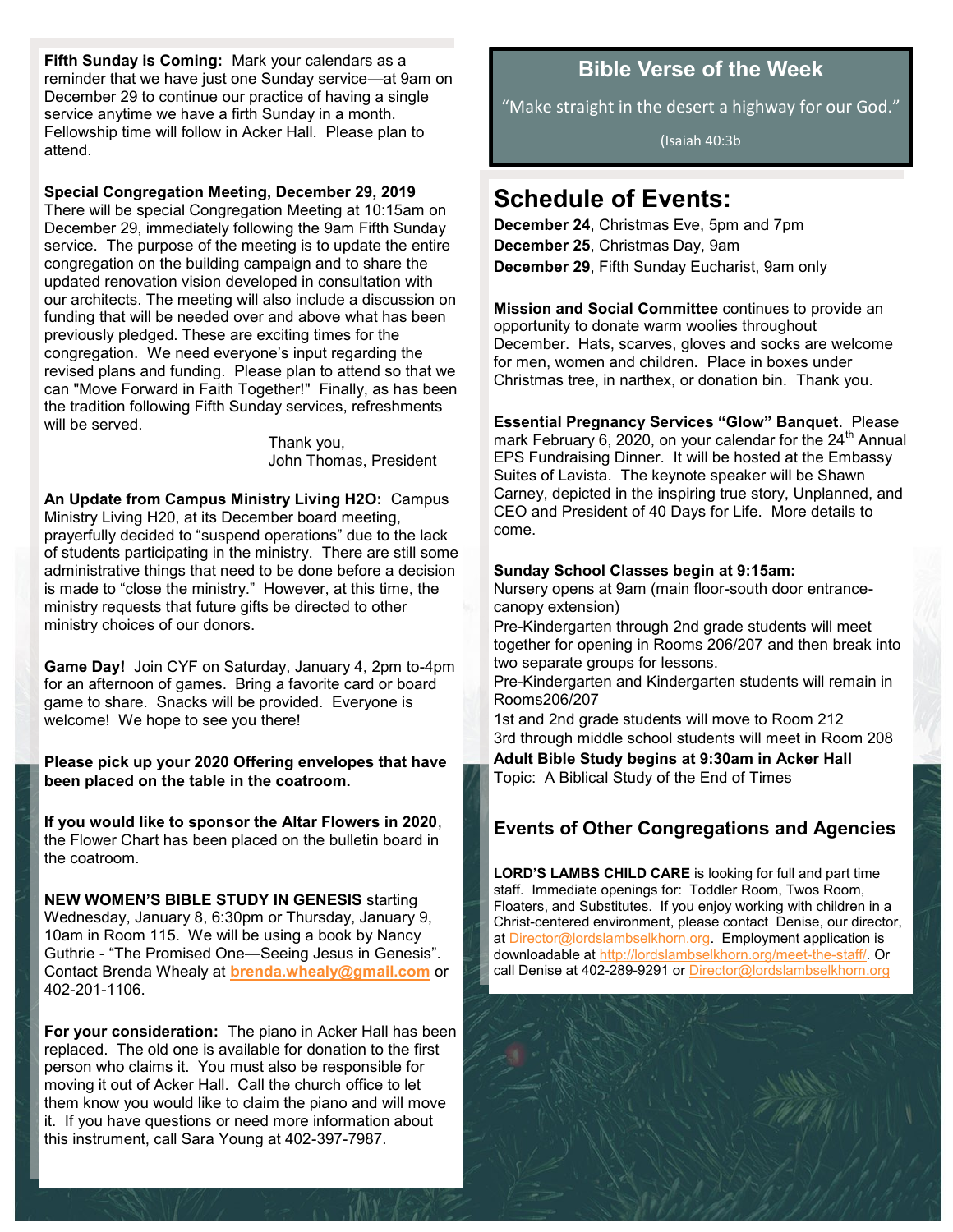**Fifth Sunday is Coming:** Mark your calendars as a reminder that we have just one Sunday service—at 9am on December 29 to continue our practice of having a single service anytime we have a firth Sunday in a month. Fellowship time will follow in Acker Hall. Please plan to attend.

**Special Congregation Meeting, December 29, 2019**
There will be special Congregation Meeting at 10:15am on December 29, immediately following the 9am Fifth Sunday service. The purpose of the meeting is to update the entire congregation on the building campaign and to share the updated renovation vision developed in consultation with our architects. The meeting will also include a discussion on funding that will be needed over and above what has been previously pledged. These are exciting times for the congregation. We need everyone's input regarding the revised plans and funding. Please plan to attend so that we can "Move Forward in Faith Together!" Finally, as has been the tradition following Fifth Sunday services, refreshments will be served.

Thank you,
John Thomas, President

**An Update from Campus Ministry Living H2O:** Campus Ministry Living H20, at its December board meeting, prayerfully decided to "suspend operations" due to the lack of students participating in the ministry. There are still some administrative things that need to be done before a decision is made to "close the ministry." However, at this time, the ministry requests that future gifts be directed to other ministry choices of our donors.

**Game Day!** Join CYF on Saturday, January 4, 2pm to-4pm for an afternoon of games. Bring a favorite card or board game to share. Snacks will be provided. Everyone is welcome! We hope to see you there!

**Please pick up your 2020 Offering envelopes that have been placed on the table in the coatroom.**

**If you would like to sponsor the Altar Flowers in 2020**, the Flower Chart has been placed on the bulletin board in the coatroom.

**NEW WOMEN'S BIBLE STUDY IN GENESIS** starting Wednesday, January 8, 6:30pm or Thursday, January 9, 10am in Room 115. We will be using a book by Nancy Guthrie - "The Promised One—Seeing Jesus in Genesis". Contact Brenda Whealy at **brenda.whealy@gmail.com** or 402-201-1106.

**For your consideration:** The piano in Acker Hall has been replaced. The old one is available for donation to the first person who claims it. You must also be responsible for moving it out of Acker Hall. Call the church office to let them know you would like to claim the piano and will move it. If you have questions or need more information about this instrument, call Sara Young at 402-397-7987.

## Bible Verse of the Week

"Make straight in the desert a highway for our God."

(Isaiah 40:3b

# Schedule of Events:

**December 24**, Christmas Eve, 5pm and 7pm
**December 25**, Christmas Day, 9am
**December 29**, Fifth Sunday Eucharist, 9am only

**Mission and Social Committee** continues to provide an opportunity to donate warm woolies throughout December. Hats, scarves, gloves and socks are welcome for men, women and children. Place in boxes under Christmas tree, in narthex, or donation bin. Thank you.

**Essential Pregnancy Services "Glow" Banquet**. Please mark February 6, 2020, on your calendar for the 24th Annual EPS Fundraising Dinner. It will be hosted at the Embassy Suites of Lavista. The keynote speaker will be Shawn Carney, depicted in the inspiring true story, Unplanned, and CEO and President of 40 Days for Life. More details to come.

**Sunday School Classes begin at 9:15am:**
Nursery opens at 9am (main floor-south door entrance-canopy extension)
Pre-Kindergarten through 2nd grade students will meet together for opening in Rooms 206/207 and then break into two separate groups for lessons.
Pre-Kindergarten and Kindergarten students will remain in Rooms206/207
1st and 2nd grade students will move to Room 212
3rd through middle school students will meet in Room 208
**Adult Bible Study begins at 9:30am in Acker Hall**
Topic: A Biblical Study of the End of Times

## Events of Other Congregations and Agencies

**LORD'S LAMBS CHILD CARE** is looking for full and part time staff. Immediate openings for: Toddler Room, Twos Room, Floaters, and Substitutes. If you enjoy working with children in a Christ-centered environment, please contact Denise, our director, at Director@lordslambselkhorn.org. Employment application is downloadable at http://lordslambselkhorn.org/meet-the-staff/. Or call Denise at 402-289-9291 or Director@lordslambselkhorn.org